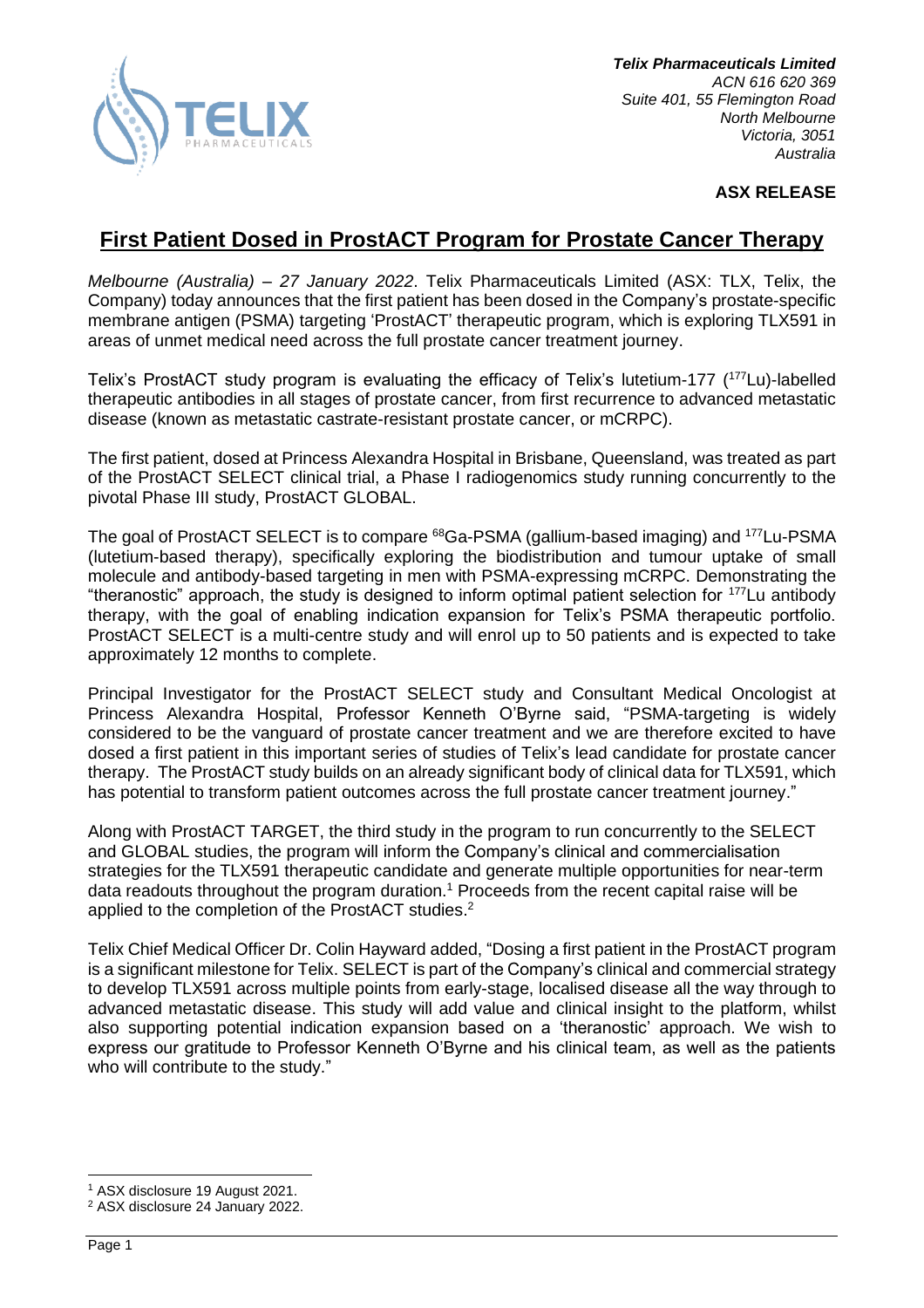*Telix Pharmaceuticals Limited*
*ACN 616 620 369*
*Suite 401, 55 Flemington Road*
*North Melbourne*
*Victoria, 3051*
*Australia*

**ASX RELEASE**

# First Patient Dosed in ProstACT Program for Prostate Cancer Therapy

*Melbourne (Australia) – 27 January 2022*. Telix Pharmaceuticals Limited (ASX: TLX, Telix, the Company) today announces that the first patient has been dosed in the Company's prostate-specific membrane antigen (PSMA) targeting 'ProstACT' therapeutic program, which is exploring TLX591 in areas of unmet medical need across the full prostate cancer treatment journey.

Telix's ProstACT study program is evaluating the efficacy of Telix's lutetium-177 ($^{177}$Lu)-labelled therapeutic antibodies in all stages of prostate cancer, from first recurrence to advanced metastatic disease (known as metastatic castrate-resistant prostate cancer, or mCRPC).

The first patient, dosed at Princess Alexandra Hospital in Brisbane, Queensland, was treated as part of the ProstACT SELECT clinical trial, a Phase I radiogenomics study running concurrently to the pivotal Phase III study, ProstACT GLOBAL.

The goal of ProstACT SELECT is to compare $^{68}$Ga-PSMA (gallium-based imaging) and $^{177}$Lu-PSMA (lutetium-based therapy), specifically exploring the biodistribution and tumour uptake of small molecule and antibody-based targeting in men with PSMA-expressing mCRPC. Demonstrating the "theranostic" approach, the study is designed to inform optimal patient selection for $^{177}$Lu antibody therapy, with the goal of enabling indication expansion for Telix's PSMA therapeutic portfolio. ProstACT SELECT is a multi-centre study and will enrol up to 50 patients and is expected to take approximately 12 months to complete.

Principal Investigator for the ProstACT SELECT study and Consultant Medical Oncologist at Princess Alexandra Hospital, Professor Kenneth O'Byrne said, "PSMA-targeting is widely considered to be the vanguard of prostate cancer treatment and we are therefore excited to have dosed a first patient in this important series of studies of Telix's lead candidate for prostate cancer therapy. The ProstACT study builds on an already significant body of clinical data for TLX591, which has potential to transform patient outcomes across the full prostate cancer treatment journey."

Along with ProstACT TARGET, the third study in the program to run concurrently to the SELECT and GLOBAL studies, the program will inform the Company's clinical and commercialisation strategies for the TLX591 therapeutic candidate and generate multiple opportunities for near-term data readouts throughout the program duration.[1] Proceeds from the recent capital raise will be applied to the completion of the ProstACT studies.[2]

Telix Chief Medical Officer Dr. Colin Hayward added, "Dosing a first patient in the ProstACT program is a significant milestone for Telix. SELECT is part of the Company's clinical and commercial strategy to develop TLX591 across multiple points from early-stage, localised disease all the way through to advanced metastatic disease. This study will add value and clinical insight to the platform, whilst also supporting potential indication expansion based on a 'theranostic' approach. We wish to express our gratitude to Professor Kenneth O'Byrne and his clinical team, as well as the patients who will contribute to the study."

[1] ASX disclosure 19 August 2021.
[2] ASX disclosure 24 January 2022.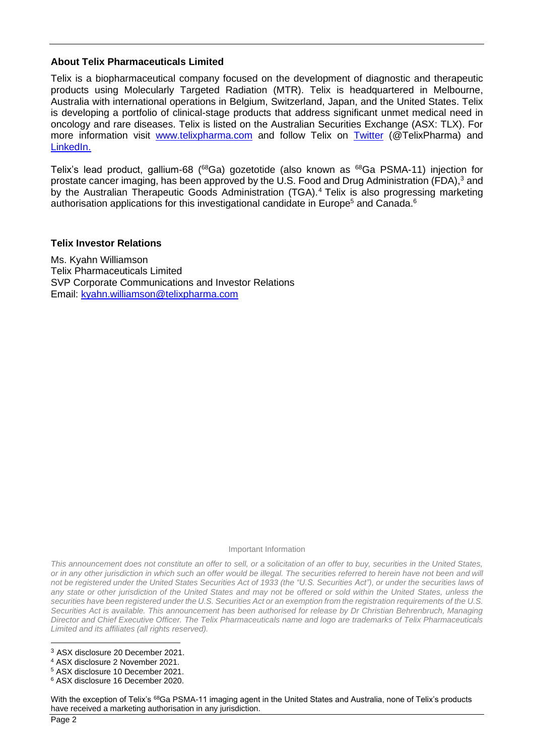### About Telix Pharmaceuticals Limited

Telix is a biopharmaceutical company focused on the development of diagnostic and therapeutic products using Molecularly Targeted Radiation (MTR). Telix is headquartered in Melbourne, Australia with international operations in Belgium, Switzerland, Japan, and the United States. Telix is developing a portfolio of clinical-stage products that address significant unmet medical need in oncology and rare diseases. Telix is listed on the Australian Securities Exchange (ASX: TLX). For more information visit [www.telixpharma.com](http://www.telixpharma.com) and follow Telix on [Twitter](https://twitter.com/TelixPharma) (@TelixPharma) and [LinkedIn.](https://www.linkedin.com)

Telix's lead product, gallium-68 ($^{68}Ga$) gozetotide (also known as $^{68}Ga$ PSMA-11) injection for prostate cancer imaging, has been approved by the U.S. Food and Drug Administration (FDA),[3] and by the Australian Therapeutic Goods Administration (TGA).[4] Telix is also progressing marketing authorisation applications for this investigational candidate in Europe[5] and Canada.[6]

### Telix Investor Relations

Ms. Kyahn Williamson
Telix Pharmaceuticals Limited
SVP Corporate Communications and Investor Relations
Email: [kyahn.williamson@telixpharma.com](mailto:kyahn.williamson@telixpharma.com)

Important Information

*This announcement does not constitute an offer to sell, or a solicitation of an offer to buy, securities in the United States, or in any other jurisdiction in which such an offer would be illegal. The securities referred to herein have not been and will not be registered under the United States Securities Act of 1933 (the "U.S. Securities Act"), or under the securities laws of any state or other jurisdiction of the United States and may not be offered or sold within the United States, unless the securities have been registered under the U.S. Securities Act or an exemption from the registration requirements of the U.S. Securities Act is available. This announcement has been authorised for release by Dr Christian Behrenbruch, Managing Director and Chief Executive Officer. The Telix Pharmaceuticals name and logo are trademarks of Telix Pharmaceuticals Limited and its affiliates (all rights reserved).*

[3] ASX disclosure 20 December 2021.
[4] ASX disclosure 2 November 2021.
[5] ASX disclosure 10 December 2021.
[6] ASX disclosure 16 December 2020.

With the exception of Telix's $^{68}Ga$ PSMA-11 imaging agent in the United States and Australia, none of Telix's products have received a marketing authorisation in any jurisdiction.